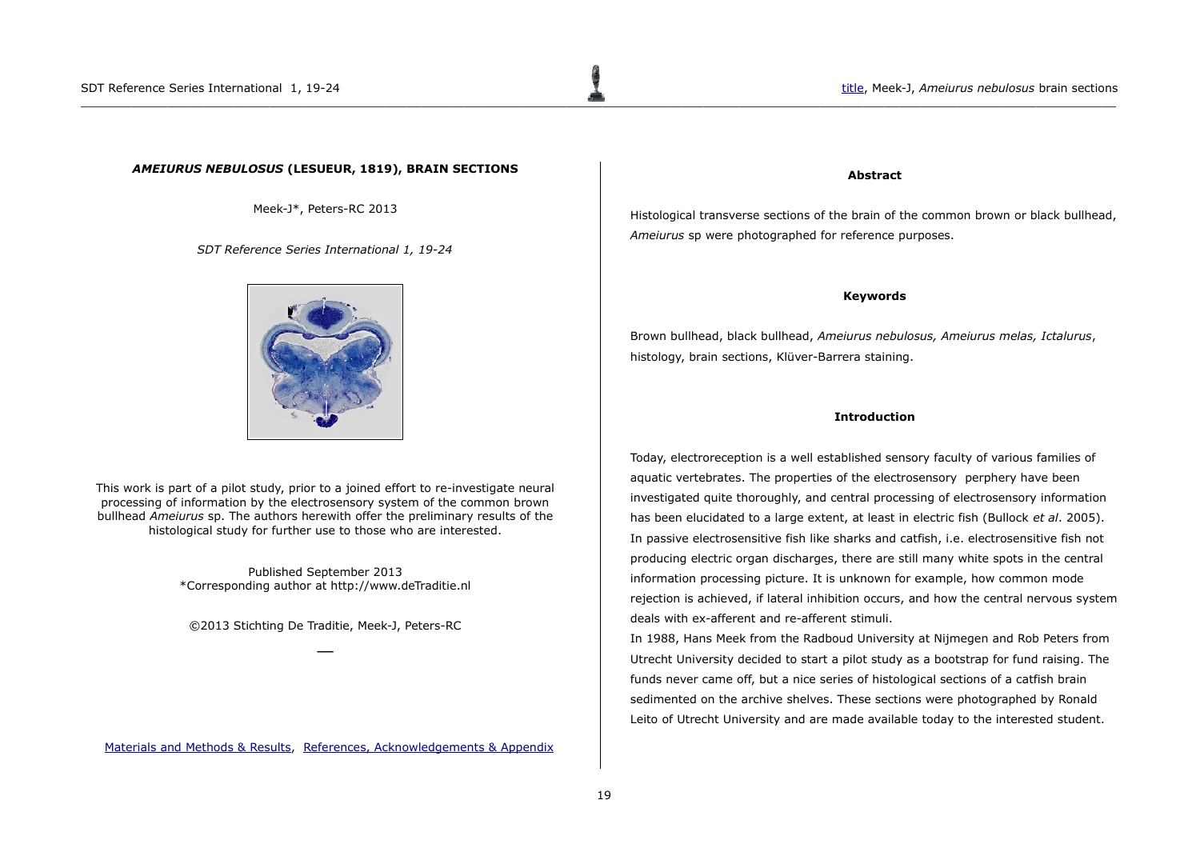# *AMEIURUS NEBULOSUS* (LESUEUR, 1819), BRAIN SECTIONS

Meek-J*, Peters-RC 2013

*SDT Reference Series International 1, 19-24*

This work is part of a pilot study, prior to a joined effort to re-investigate neural processing of information by the electrosensory system of the common brown bullhead *Ameiurus* sp. The authors herewith offer the preliminary results of the histological study for further use to those who are interested.

Published September 2013
*Corresponding author at http://www.deTraditie.nl

©2013 Stichting De Traditie, Meek-J, Peters-RC

Materials and Methods & Results, References, Acknowledgements & Appendix

### Abstract

Histological transverse sections of the brain of the common brown or black bullhead, *Ameiurus* sp were photographed for reference purposes.

### Keywords

Brown bullhead, black bullhead, *Ameiurus nebulosus, Ameiurus melas, Ictalurus*, histology, brain sections, Klüver-Barrera staining.

### Introduction

Today, electroreception is a well established sensory faculty of various families of aquatic vertebrates. The properties of the electrosensory perphery have been investigated quite thoroughly, and central processing of electrosensory information has been elucidated to a large extent, at least in electric fish (Bullock *et al*. 2005). In passive electrosensitive fish like sharks and catfish, i.e. electrosensitive fish not producing electric organ discharges, there are still many white spots in the central information processing picture. It is unknown for example, how common mode rejection is achieved, if lateral inhibition occurs, and how the central nervous system deals with ex-afferent and re-afferent stimuli.

In 1988, Hans Meek from the Radboud University at Nijmegen and Rob Peters from Utrecht University decided to start a pilot study as a bootstrap for fund raising. The funds never came off, but a nice series of histological sections of a catfish brain sedimented on the archive shelves. These sections were photographed by Ronald Leito of Utrecht University and are made available today to the interested student.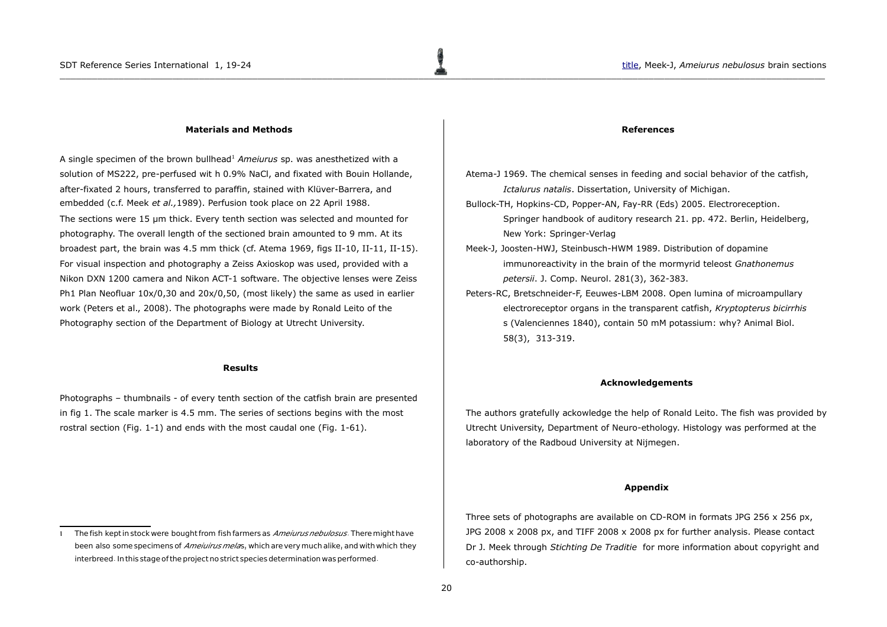## Materials and Methods

A single specimen of the brown bullhead[1] *Ameiurus* sp. was anesthetized with a solution of MS222, pre-perfused wit h 0.9% NaCl, and fixated with Bouin Hollande, after-fixated 2 hours, transferred to paraffin, stained with Klüver-Barrera, and embedded (c.f. Meek *et al.,*1989). Perfusion took place on 22 April 1988.
The sections were 15 µm thick. Every tenth section was selected and mounted for photography. The overall length of the sectioned brain amounted to 9 mm. At its broadest part, the brain was 4.5 mm thick (cf. Atema 1969, figs II-10, II-11, II-15). For visual inspection and photography a Zeiss Axioskop was used, provided with a Nikon DXN 1200 camera and Nikon ACT-1 software. The objective lenses were Zeiss Ph1 Plan Neofluar 10x/0,30 and 20x/0,50, (most likely) the same as used in earlier work (Peters et al., 2008). The photographs were made by Ronald Leito of the Photography section of the Department of Biology at Utrecht University.

## Results

Photographs – thumbnails - of every tenth section of the catfish brain are presented in fig 1. The scale marker is 4.5 mm. The series of sections begins with the most rostral section (Fig. 1-1) and ends with the most caudal one (Fig. 1-61).

[1] The fish kept in stock were bought from fish farmers as *Ameiurus nebulosus*. There might have been also some specimens of *Ameiuirus melas*, which are very much alike, and with which they interbreed. In this stage of the project no strict species determination was performed.

## References

Atema-J 1969. The chemical senses in feeding and social behavior of the catfish, *Ictalurus natalis*. Dissertation, University of Michigan.

Bullock-TH, Hopkins-CD, Popper-AN, Fay-RR (Eds) 2005. Electroreception. Springer handbook of auditory research 21. pp. 472. Berlin, Heidelberg, New York: Springer-Verlag

Meek-J, Joosten-HWJ, Steinbusch-HWM 1989. Distribution of dopamine immunoreactivity in the brain of the mormyrid teleost *Gnathonemus petersii*. J. Comp. Neurol. 281(3), 362-383.

Peters-RC, Bretschneider-F, Eeuwes-LBM 2008. Open lumina of microampullary electroreceptor organs in the transparent catfish, *Kryptopterus bicirrhis* s (Valenciennes 1840), contain 50 mM potassium: why? Animal Biol. 58(3), 313-319.

## Acknowledgements

The authors gratefully ackowledge the help of Ronald Leito. The fish was provided by Utrecht University, Department of Neuro-ethology. Histology was performed at the laboratory of the Radboud University at Nijmegen.

## Appendix

Three sets of photographs are available on CD-ROM in formats JPG 256 x 256 px, JPG 2008 x 2008 px, and TIFF 2008 x 2008 px for further analysis. Please contact Dr J. Meek through *Stichting De Traditie* for more information about copyright and co-authorship.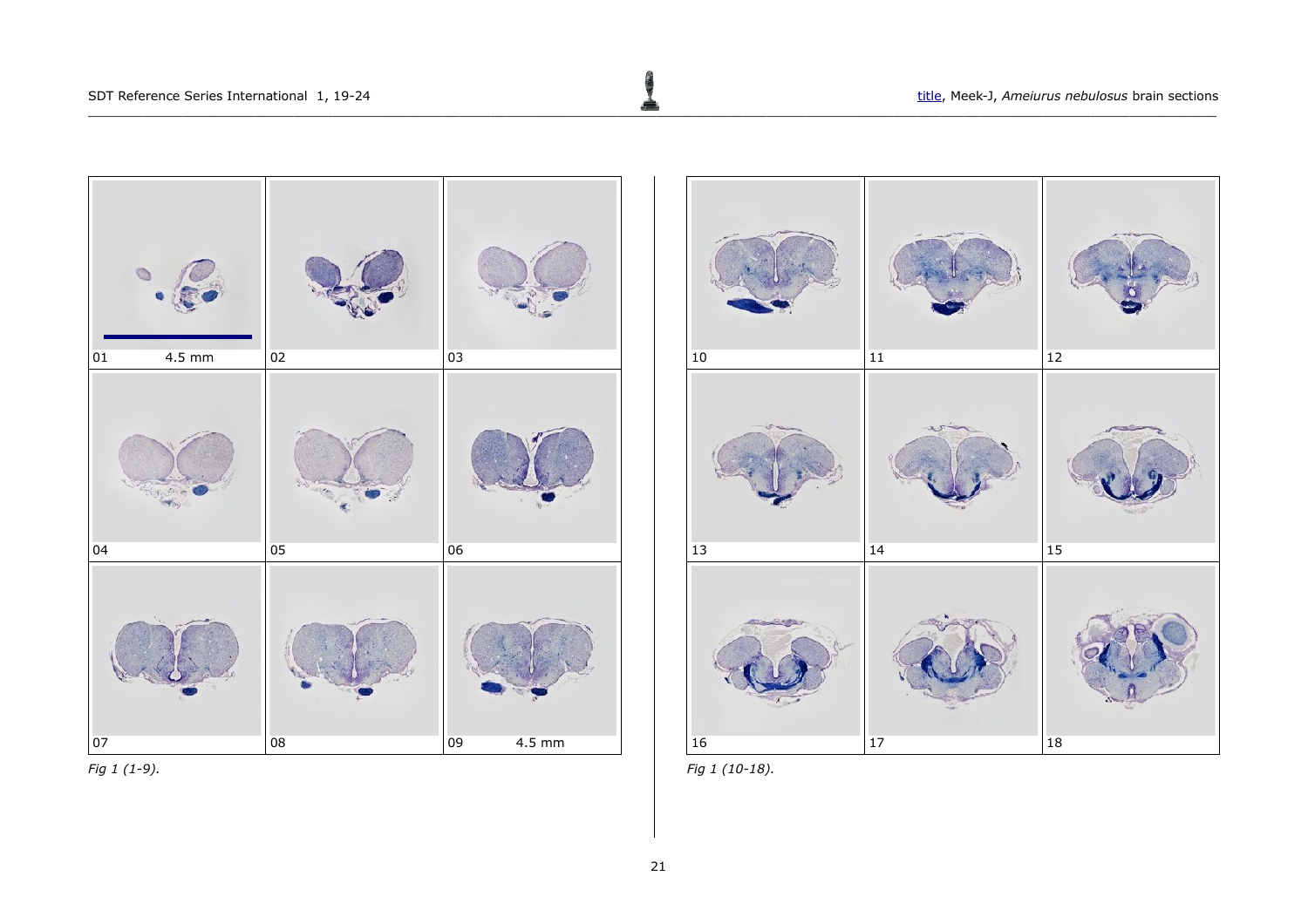| | | |
|---|---|---|
| 01 4.5 mm | 02 | 03 |
| 04 | 05 | 06 |
| 07 | 08 | 09 4.5 mm |

*Fig 1 (1-9).*

| | | |
|---|---|---|
| 10 | 11 | 12 |
| 13 | 14 | 15 |
| 16 | 17 | 18 |

*Fig 1 (10-18).*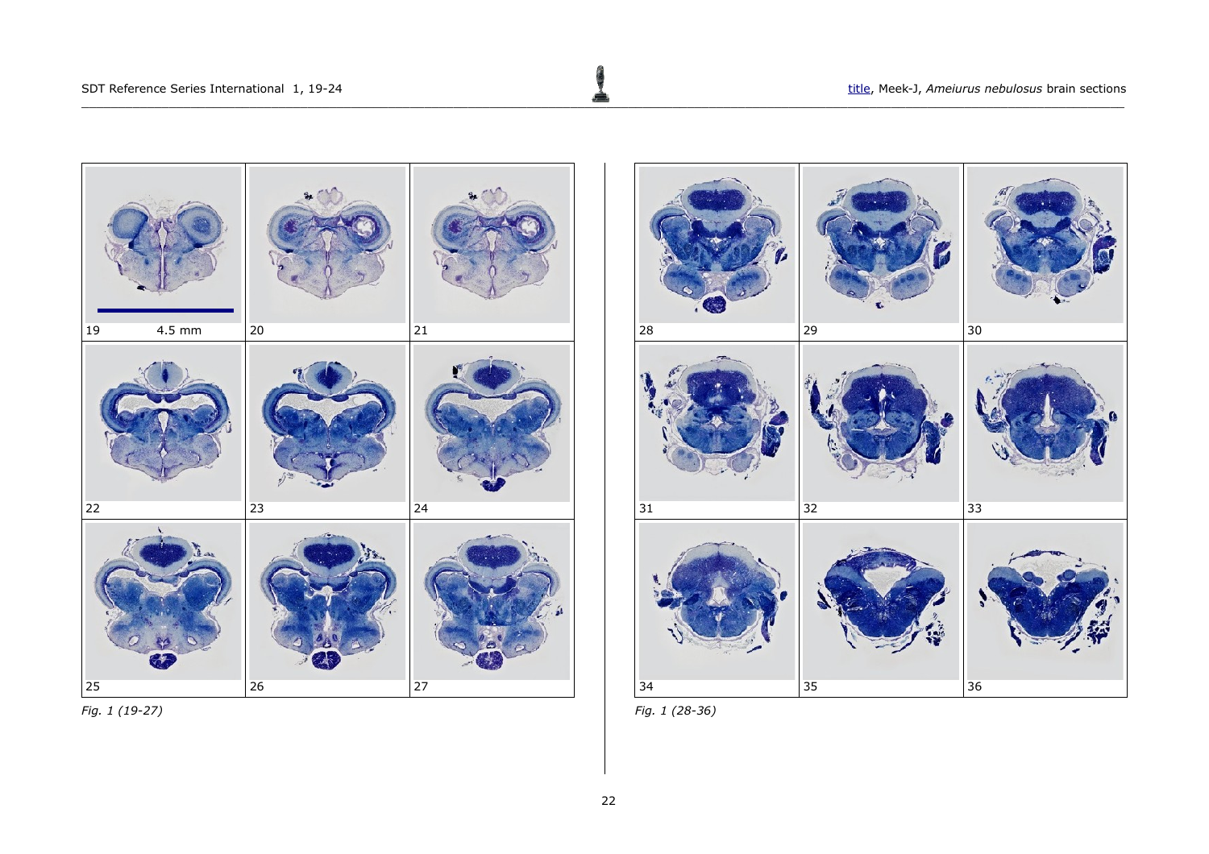Fig. 1 (19-27)

Fig. 1 (28-36)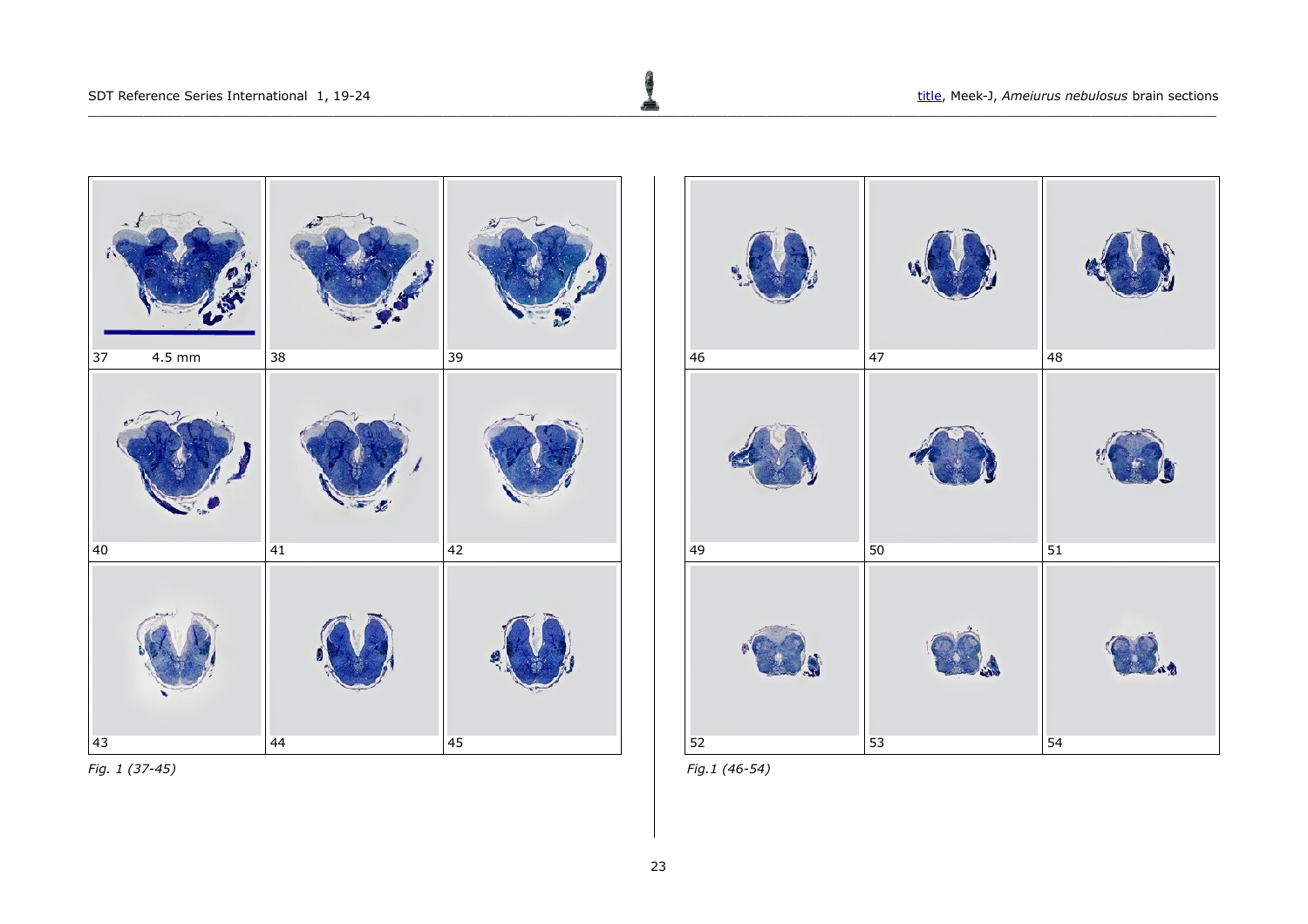| | | |
|---|---|---|
| 37 4.5 mm | 38 | 39 |
| 40 | 41 | 42 |
| 43 | 44 | 45 |

*Fig. 1 (37-45)*

| | | |
|---|---|---|
| 46 | 47 | 48 |
| 49 | 50 | 51 |
| 52 | 53 | 54 |

*Fig.1 (46-54)*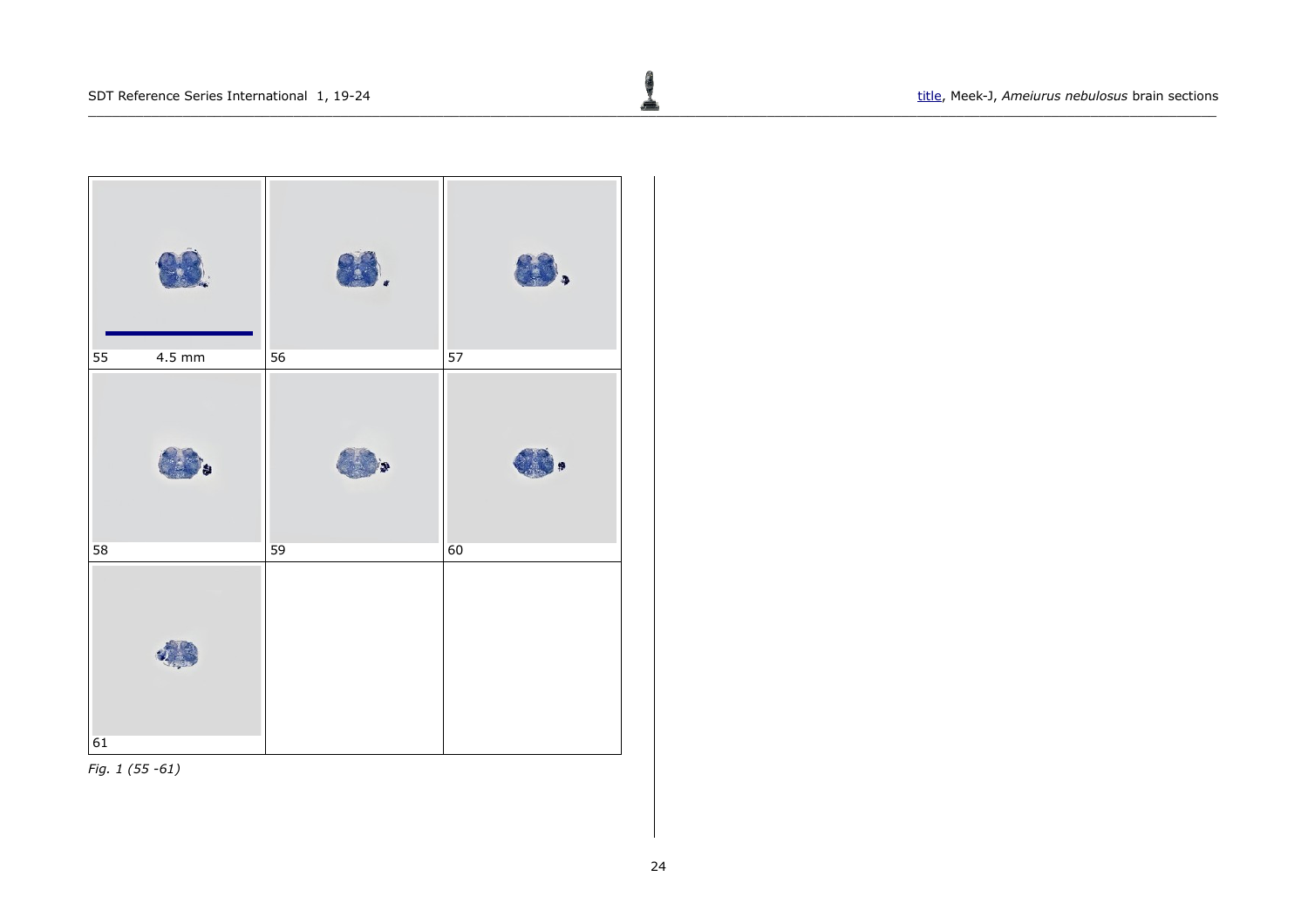55 4.5 mm

56

57

58

59

60

61

*Fig. 1 (55 -61)*